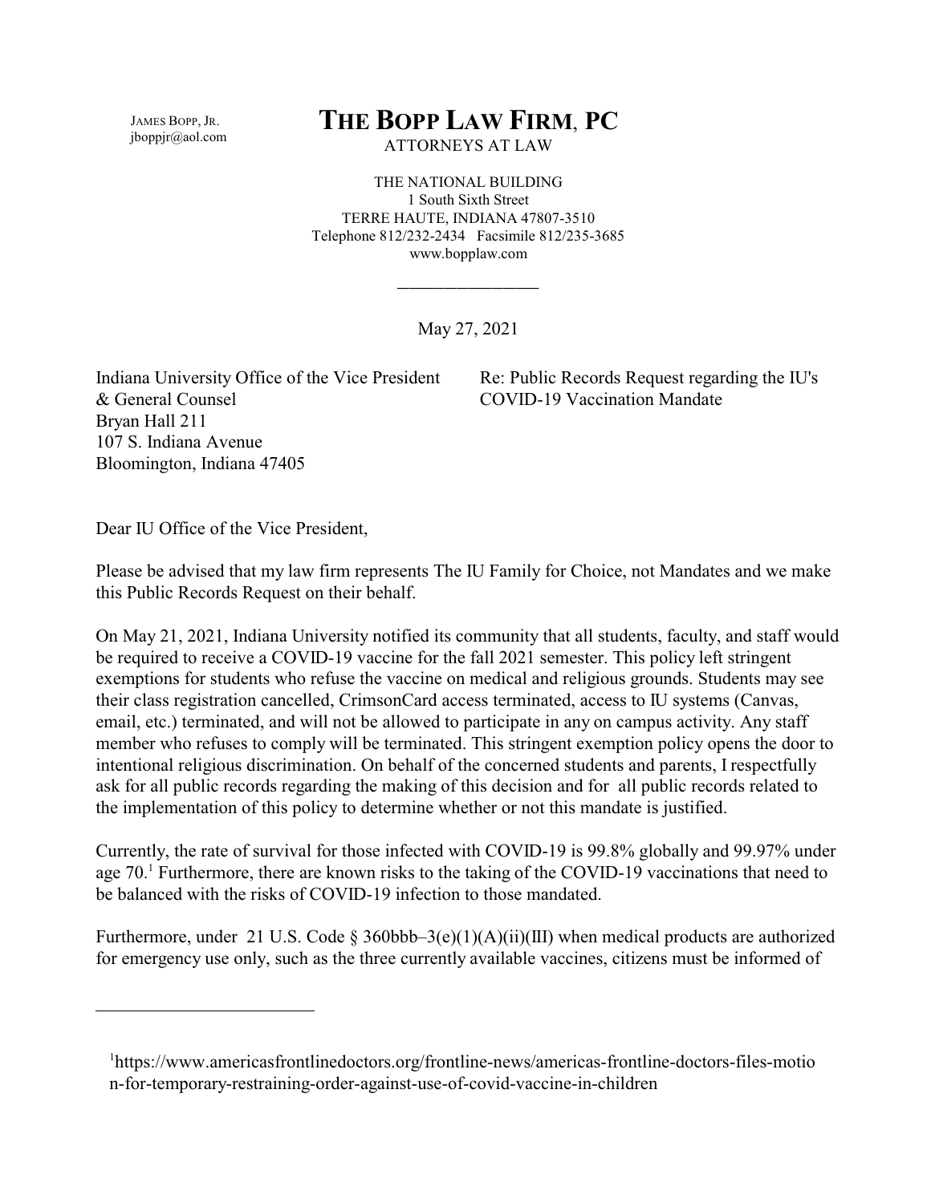JAMES BOPP, JR.
jboppjr@aol.com

# THE BOPP LAW FIRM, PC

ATTORNEYS AT LAW

THE NATIONAL BUILDING
1 South Sixth Street
TERRE HAUTE, INDIANA 47807-3510
Telephone 812/232-2434 Facsimile 812/235-3685
www.bopplaw.com

---

May 27, 2021

Indiana University Office of the Vice President
& General Counsel
Bryan Hall 211
107 S. Indiana Avenue
Bloomington, Indiana 47405

Re: Public Records Request regarding the IU's COVID-19 Vaccination Mandate

Dear IU Office of the Vice President,

Please be advised that my law firm represents The IU Family for Choice, not Mandates and we make this Public Records Request on their behalf.

On May 21, 2021, Indiana University notified its community that all students, faculty, and staff would be required to receive a COVID-19 vaccine for the fall 2021 semester. This policy left stringent exemptions for students who refuse the vaccine on medical and religious grounds. Students may see their class registration cancelled, CrimsonCard access terminated, access to IU systems (Canvas, email, etc.) terminated, and will not be allowed to participate in any on campus activity. Any staff member who refuses to comply will be terminated. This stringent exemption policy opens the door to intentional religious discrimination. On behalf of the concerned students and parents, I respectfully ask for all public records regarding the making of this decision and for all public records related to the implementation of this policy to determine whether or not this mandate is justified.

Currently, the rate of survival for those infected with COVID-19 is 99.8% globally and 99.97% under age 70.[1] Furthermore, there are known risks to the taking of the COVID-19 vaccinations that need to be balanced with the risks of COVID-19 infection to those mandated.

Furthermore, under 21 U.S. Code § 360bbb–3(e)(1)(A)(ii)(III) when medical products are authorized for emergency use only, such as the three currently available vaccines, citizens must be informed of

---

[1] https://www.americasfrontlinedoctors.org/frontline-news/americas-frontline-doctors-files-motion-for-temporary-restraining-order-against-use-of-covid-vaccine-in-children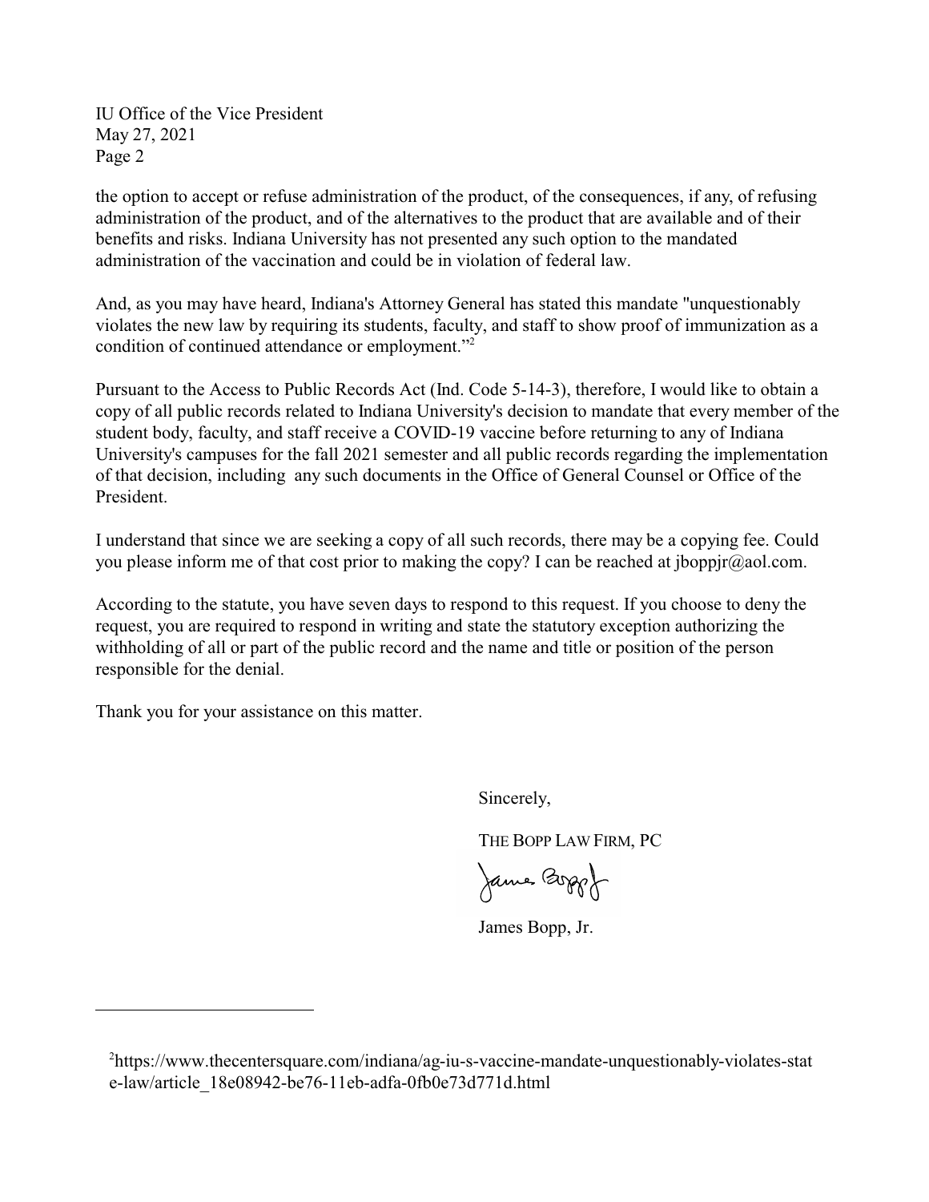the option to accept or refuse administration of the product, of the consequences, if any, of refusing administration of the product, and of the alternatives to the product that are available and of their benefits and risks. Indiana University has not presented any such option to the mandated administration of the vaccination and could be in violation of federal law.

And, as you may have heard, Indiana's Attorney General has stated this mandate "unquestionably violates the new law by requiring its students, faculty, and staff to show proof of immunization as a condition of continued attendance or employment."[2]

Pursuant to the Access to Public Records Act (Ind. Code 5-14-3), therefore, I would like to obtain a copy of all public records related to Indiana University's decision to mandate that every member of the student body, faculty, and staff receive a COVID-19 vaccine before returning to any of Indiana University's campuses for the fall 2021 semester and all public records regarding the implementation of that decision, including any such documents in the Office of General Counsel or Office of the President.

I understand that since we are seeking a copy of all such records, there may be a copying fee. Could you please inform me of that cost prior to making the copy? I can be reached at jboppjr@aol.com.

According to the statute, you have seven days to respond to this request. If you choose to deny the request, you are required to respond in writing and state the statutory exception authorizing the withholding of all or part of the public record and the name and title or position of the person responsible for the denial.

Thank you for your assistance on this matter.

Sincerely,

THE BOPP LAW FIRM, PC

James Bopp, Jr.

---

[2] https://www.thecentersquare.com/indiana/ag-iu-s-vaccine-mandate-unquestionably-violates-state-law/article_18e08942-be76-11eb-adfa-0fb0e73d771d.html